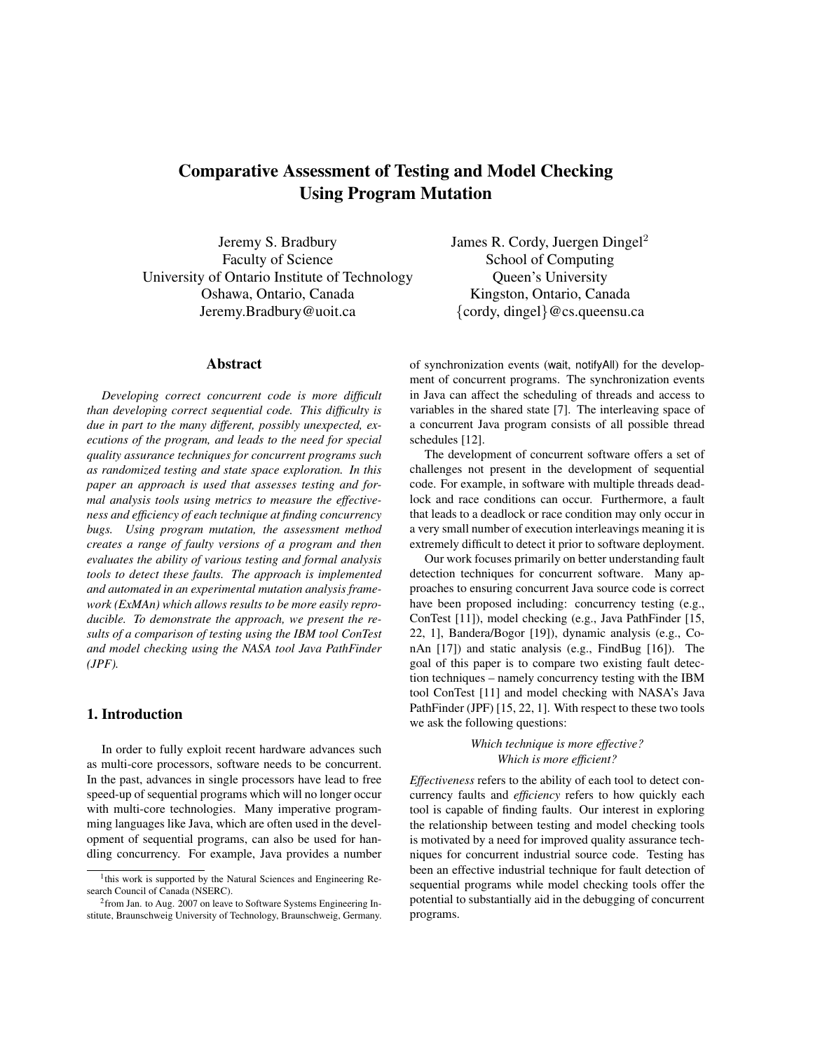# Comparative Assessment of Testing and Model Checking Using Program Mutation

Jeremy S. Bradbury
Faculty of Science
University of Ontario Institute of Technology
Oshawa, Ontario, Canada
Jeremy.Bradbury@uoit.ca

James R. Cordy, Juergen Dingel[2]
School of Computing
Queen's University
Kingston, Ontario, Canada
{cordy, dingel}@cs.queensu.ca

## Abstract

*Developing correct concurrent code is more difficult than developing correct sequential code. This difficulty is due in part to the many different, possibly unexpected, executions of the program, and leads to the need for special quality assurance techniques for concurrent programs such as randomized testing and state space exploration. In this paper an approach is used that assesses testing and formal analysis tools using metrics to measure the effectiveness and efficiency of each technique at finding concurrency bugs. Using program mutation, the assessment method creates a range of faulty versions of a program and then evaluates the ability of various testing and formal analysis tools to detect these faults. The approach is implemented and automated in an experimental mutation analysis framework (ExMAn) which allows results to be more easily reproducible. To demonstrate the approach, we present the results of a comparison of testing using the IBM tool ConTest and model checking using the NASA tool Java PathFinder (JPF).*

## 1. Introduction

In order to fully exploit recent hardware advances such as multi-core processors, software needs to be concurrent. In the past, advances in single processors have lead to free speed-up of sequential programs which will no longer occur with multi-core technologies. Many imperative programming languages like Java, which are often used in the development of sequential programs, can also be used for handling concurrency. For example, Java provides a number of synchronization events (wait, notifyAll) for the development of concurrent programs. The synchronization events in Java can affect the scheduling of threads and access to variables in the shared state [7]. The interleaving space of a concurrent Java program consists of all possible thread schedules [12].

The development of concurrent software offers a set of challenges not present in the development of sequential code. For example, in software with multiple threads deadlock and race conditions can occur. Furthermore, a fault that leads to a deadlock or race condition may only occur in a very small number of execution interleavings meaning it is extremely difficult to detect it prior to software deployment.

Our work focuses primarily on better understanding fault detection techniques for concurrent software. Many approaches to ensuring concurrent Java source code is correct have been proposed including: concurrency testing (e.g., ConTest [11]), model checking (e.g., Java PathFinder [15, 22, 1], Bandera/Bogor [19]), dynamic analysis (e.g., ConAn [17]) and static analysis (e.g., FindBug [16]). The goal of this paper is to compare two existing fault detection techniques – namely concurrency testing with the IBM tool ConTest [11] and model checking with NASA's Java PathFinder (JPF) [15, 22, 1]. With respect to these two tools we ask the following questions:

*Which technique is more effective?*
*Which is more efficient?*

*Effectiveness* refers to the ability of each tool to detect concurrency faults and *efficiency* refers to how quickly each tool is capable of finding faults. Our interest in exploring the relationship between testing and model checking tools is motivated by a need for improved quality assurance techniques for concurrent industrial source code. Testing has been an effective industrial technique for fault detection of sequential programs while model checking tools offer the potential to substantially aid in the debugging of concurrent programs.

[1]this work is supported by the Natural Sciences and Engineering Research Council of Canada (NSERC).

[2]from Jan. to Aug. 2007 on leave to Software Systems Engineering Institute, Braunschweig University of Technology, Braunschweig, Germany.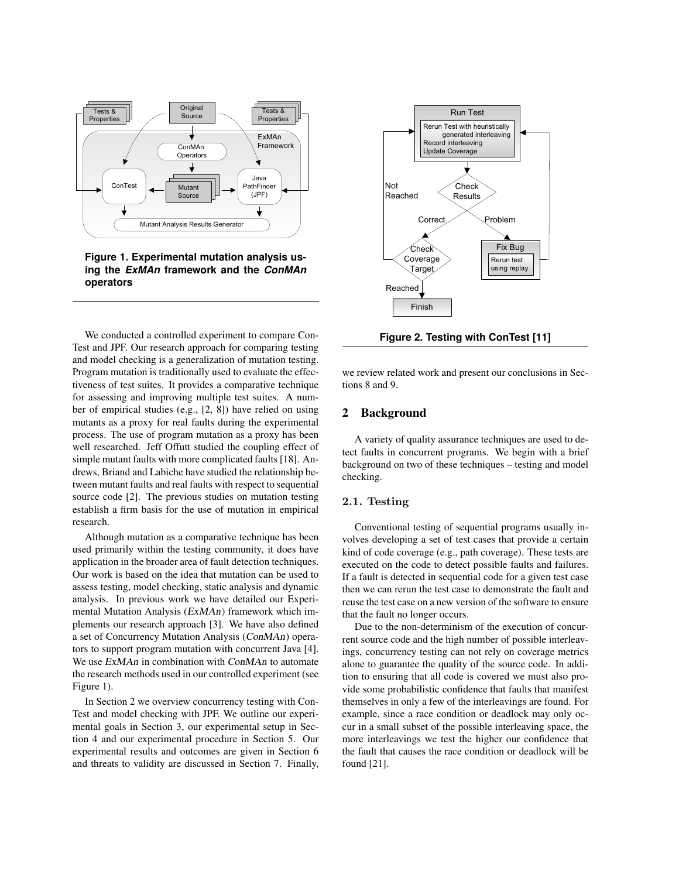Figure 1. Experimental mutation analysis using the *ExMAn* framework and the *ConMAn* operators

We conducted a controlled experiment to compare ConTest and JPF. Our research approach for comparing testing and model checking is a generalization of mutation testing. Program mutation is traditionally used to evaluate the effectiveness of test suites. It provides a comparative technique for assessing and improving multiple test suites. A number of empirical studies (e.g., [2, 8]) have relied on using mutants as a proxy for real faults during the experimental process. The use of program mutation as a proxy has been well researched. Jeff Offutt studied the coupling effect of simple mutant faults with more complicated faults [18]. Andrews, Briand and Labiche have studied the relationship between mutant faults and real faults with respect to sequential source code [2]. The previous studies on mutation testing establish a firm basis for the use of mutation in empirical research.

Although mutation as a comparative technique has been used primarily within the testing community, it does have application in the broader area of fault detection techniques. Our work is based on the idea that mutation can be used to assess testing, model checking, static analysis and dynamic analysis. In previous work we have detailed our Experimental Mutation Analysis (*ExMAn*) framework which implements our research approach [3]. We have also defined a set of Concurrency Mutation Analysis (*ConMAn*) operators to support program mutation with concurrent Java [4]. We use *ExMAn* in combination with *ConMAn* to automate the research methods used in our controlled experiment (see Figure 1).

In Section 2 we overview concurrency testing with ConTest and model checking with JPF. We outline our experimental goals in Section 3, our experimental setup in Section 4 and our experimental procedure in Section 5. Our experimental results and outcomes are given in Section 6 and threats to validity are discussed in Section 7. Finally, we review related work and present our conclusions in Sections 8 and 9.

Figure 2. Testing with ConTest [11]

## 2 Background

A variety of quality assurance techniques are used to detect faults in concurrent programs. We begin with a brief background on two of these techniques – testing and model checking.

### 2.1. Testing

Conventional testing of sequential programs usually involves developing a set of test cases that provide a certain kind of code coverage (e.g., path coverage). These tests are executed on the code to detect possible faults and failures. If a fault is detected in sequential code for a given test case then we can rerun the test case to demonstrate the fault and reuse the test case on a new version of the software to ensure that the fault no longer occurs.

Due to the non-determinism of the execution of concurrent source code and the high number of possible interleavings, concurrency testing can not rely on coverage metrics alone to guarantee the quality of the source code. In addition to ensuring that all code is covered we must also provide some probabilistic confidence that faults that manifest themselves in only a few of the interleavings are found. For example, since a race condition or deadlock may only occur in a small subset of the possible interleaving space, the more interleavings we test the higher our confidence that the fault that causes the race condition or deadlock will be found [21].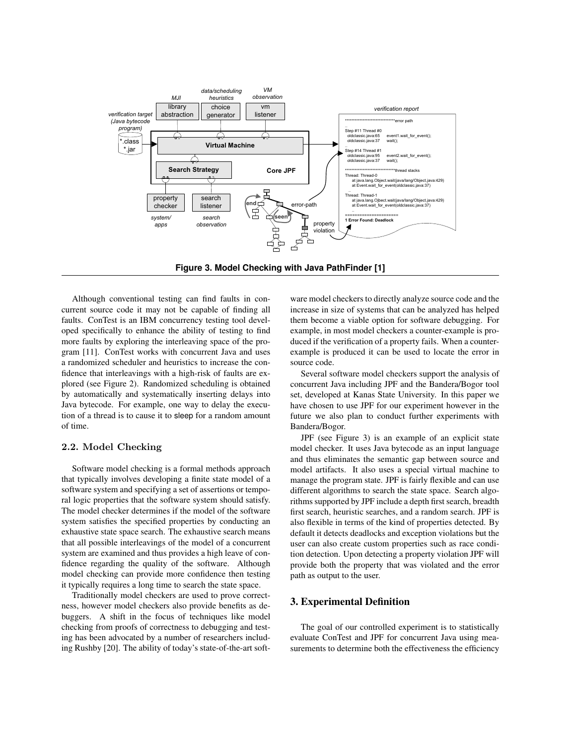MJI
library abstraction

data/scheduling heuristics
choice generator

VM observation
vm listener

verification target (Java bytecode program)
*.class
*.jar

Virtual Machine

Search Strategy

Core JPF

property checker
system/ apps

search listener
search observation

end
seen
error-path
property violation

verification report

```
******************************error path
..
Step #11 Thread #0
  oldclassic.java:65      event1.wait_for_event();
  oldclassic.java:37      wait();
..
Step #14 Thread #1
  oldclassic.java:95      event2.wait_for_event();
  oldclassic.java:37      wait();
******************************thread stacks
Thread: Thread-0
    at java.lang.Object.wait(java/lang/Object.java:429)
    at Event.wait_for_event(oldclassic.java:37)
  ..
Thread: Thread-1
    at java.lang.Object.wait(java/lang/Object.java:429)
    at Event.wait_for_event(oldclassic.java:37)
  ..
======================
1 Error Found: Deadlock
```

**Figure 3. Model Checking with Java PathFinder [1]**

Although conventional testing can find faults in concurrent source code it may not be capable of finding all faults. ConTest is an IBM concurrency testing tool developed specifically to enhance the ability of testing to find more faults by exploring the interleaving space of the program [11]. ConTest works with concurrent Java and uses a randomized scheduler and heuristics to increase the confidence that interleavings with a high-risk of faults are explored (see Figure 2). Randomized scheduling is obtained by automatically and systematically inserting delays into Java bytecode. For example, one way to delay the execution of a thread is to cause it to sleep for a random amount of time.

### 2.2. Model Checking

Software model checking is a formal methods approach that typically involves developing a finite state model of a software system and specifying a set of assertions or temporal logic properties that the software system should satisfy. The model checker determines if the model of the software system satisfies the specified properties by conducting an exhaustive state space search. The exhaustive search means that all possible interleavings of the model of a concurrent system are examined and thus provides a high leave of confidence regarding the quality of the software. Although model checking can provide more confidence then testing it typically requires a long time to search the state space.

Traditionally model checkers are used to prove correctness, however model checkers also provide benefits as debuggers. A shift in the focus of techniques like model checking from proofs of correctness to debugging and testing has been advocated by a number of researchers including Rushby [20]. The ability of today's state-of-the-art software model checkers to directly analyze source code and the increase in size of systems that can be analyzed has helped them become a viable option for software debugging. For example, in most model checkers a counter-example is produced if the verification of a property fails. When a counter-example is produced it can be used to locate the error in source code.

Several software model checkers support the analysis of concurrent Java including JPF and the Bandera/Bogor tool set, developed at Kanas State University. In this paper we have chosen to use JPF for our experiment however in the future we also plan to conduct further experiments with Bandera/Bogor.

JPF (see Figure 3) is an example of an explicit state model checker. It uses Java bytecode as an input language and thus eliminates the semantic gap between source and model artifacts. It also uses a special virtual machine to manage the program state. JPF is fairly flexible and can use different algorithms to search the state space. Search algorithms supported by JPF include a depth first search, breadth first search, heuristic searches, and a random search. JPF is also flexible in terms of the kind of properties detected. By default it detects deadlocks and exception violations but the user can also create custom properties such as race condition detection. Upon detecting a property violation JPF will provide both the property that was violated and the error path as output to the user.

## 3. Experimental Definition

The goal of our controlled experiment is to statistically evaluate ConTest and JPF for concurrent Java using measurements to determine both the effectiveness the efficiency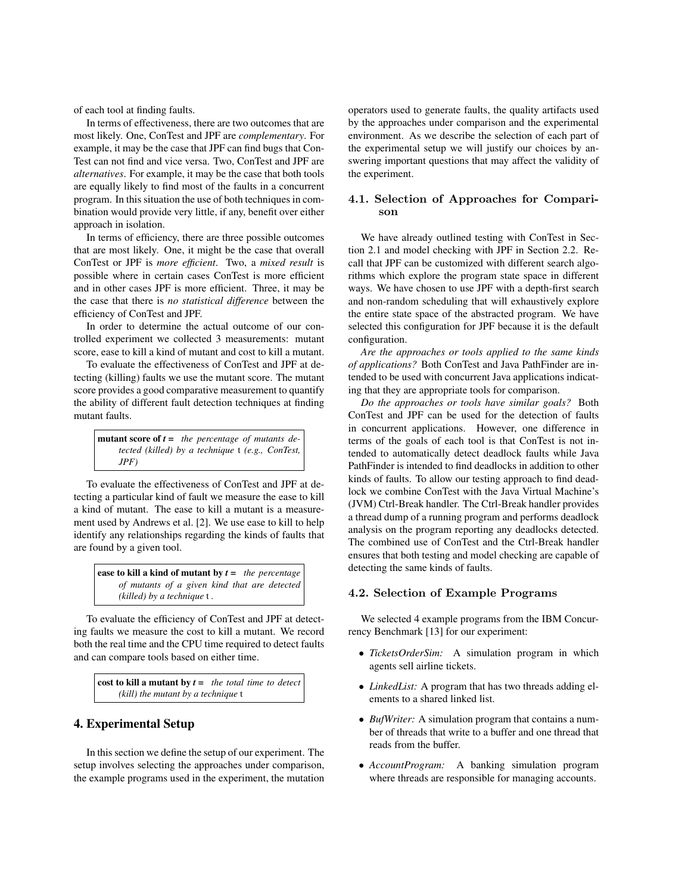of each tool at finding faults.

In terms of effectiveness, there are two outcomes that are most likely. One, ConTest and JPF are *complementary*. For example, it may be the case that JPF can find bugs that ConTest can not find and vice versa. Two, ConTest and JPF are *alternatives*. For example, it may be the case that both tools are equally likely to find most of the faults in a concurrent program. In this situation the use of both techniques in combination would provide very little, if any, benefit over either approach in isolation.

In terms of efficiency, there are three possible outcomes that are most likely. One, it might be the case that overall ConTest or JPF is *more efficient*. Two, a *mixed result* is possible where in certain cases ConTest is more efficient and in other cases JPF is more efficient. Three, it may be the case that there is *no statistical difference* between the efficiency of ConTest and JPF.

In order to determine the actual outcome of our controlled experiment we collected 3 measurements: mutant score, ease to kill a kind of mutant and cost to kill a mutant.

To evaluate the effectiveness of ConTest and JPF at detecting (killing) faults we use the mutant score. The mutant score provides a good comparative measurement to quantify the ability of different fault detection techniques at finding mutant faults.

> **mutant score of *t* =** *the percentage of mutants detected (killed) by a technique* t *(e.g., ConTest, JPF)*

To evaluate the effectiveness of ConTest and JPF at detecting a particular kind of fault we measure the ease to kill a kind of mutant. The ease to kill a mutant is a measurement used by Andrews et al. [2]. We use ease to kill to help identify any relationships regarding the kinds of faults that are found by a given tool.

> **ease to kill a kind of mutant by *t* =** *the percentage of mutants of a given kind that are detected (killed) by a technique* t *.*

To evaluate the efficiency of ConTest and JPF at detecting faults we measure the cost to kill a mutant. We record both the real time and the CPU time required to detect faults and can compare tools based on either time.

> **cost to kill a mutant by *t* =** *the total time to detect (kill) the mutant by a technique* t

## 4. Experimental Setup

In this section we define the setup of our experiment. The setup involves selecting the approaches under comparison, the example programs used in the experiment, the mutation operators used to generate faults, the quality artifacts used by the approaches under comparison and the experimental environment. As we describe the selection of each part of the experimental setup we will justify our choices by answering important questions that may affect the validity of the experiment.

### 4.1. Selection of Approaches for Comparison

We have already outlined testing with ConTest in Section 2.1 and model checking with JPF in Section 2.2. Recall that JPF can be customized with different search algorithms which explore the program state space in different ways. We have chosen to use JPF with a depth-first search and non-random scheduling that will exhaustively explore the entire state space of the abstracted program. We have selected this configuration for JPF because it is the default configuration.

*Are the approaches or tools applied to the same kinds of applications?* Both ConTest and Java PathFinder are intended to be used with concurrent Java applications indicating that they are appropriate tools for comparison.

*Do the approaches or tools have similar goals?* Both ConTest and JPF can be used for the detection of faults in concurrent applications. However, one difference in terms of the goals of each tool is that ConTest is not intended to automatically detect deadlock faults while Java PathFinder is intended to find deadlocks in addition to other kinds of faults. To allow our testing approach to find deadlock we combine ConTest with the Java Virtual Machine's (JVM) Ctrl-Break handler. The Ctrl-Break handler provides a thread dump of a running program and performs deadlock analysis on the program reporting any deadlocks detected. The combined use of ConTest and the Ctrl-Break handler ensures that both testing and model checking are capable of detecting the same kinds of faults.

### 4.2. Selection of Example Programs

We selected 4 example programs from the IBM Concurrency Benchmark [13] for our experiment:

- *TicketsOrderSim:* A simulation program in which agents sell airline tickets.
- *LinkedList:* A program that has two threads adding elements to a shared linked list.
- *BufWriter:* A simulation program that contains a number of threads that write to a buffer and one thread that reads from the buffer.
- *AccountProgram:* A banking simulation program where threads are responsible for managing accounts.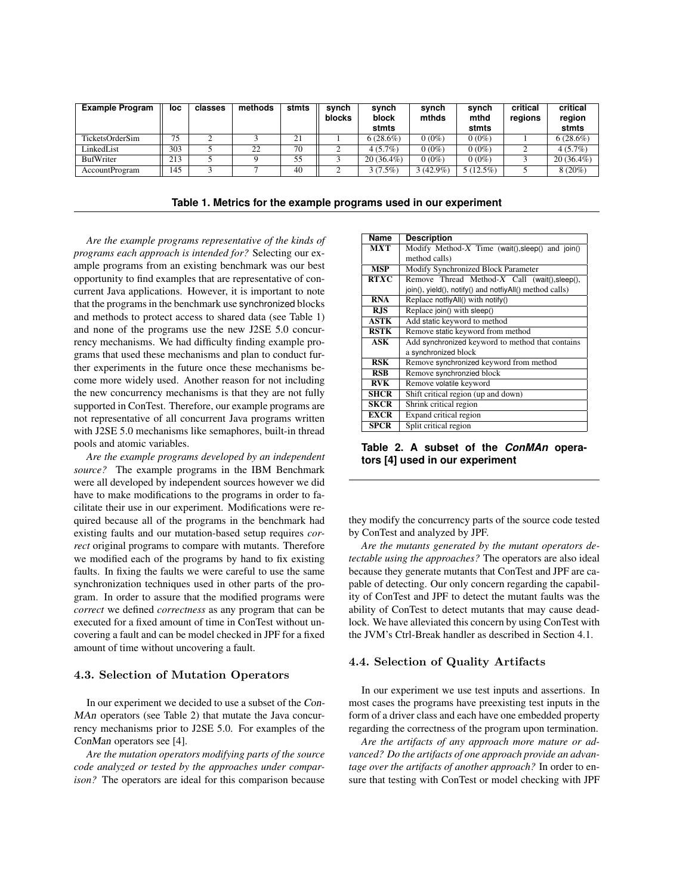| Example Program | loc | classes | methods | stmts | synch blocks | synch block stmts | synch mthds | synch mthd stmts | critical regions | critical region stmts |
|---|---|---|---|---|---|---|---|---|---|---|
| TicketsOrderSim | 75 | 2 | 3 | 21 | 1 | 6 (28.6%) | 0 (0%) | 0 (0%) | 1 | 6 (28.6%) |
| LinkedList | 303 | 5 | 22 | 70 | 2 | 4 (5.7%) | 0 (0%) | 0 (0%) | 2 | 4 (5.7%) |
| BufWriter | 213 | 5 | 9 | 55 | 3 | 20 (36.4%) | 0 (0%) | 0 (0%) | 3 | 20 (36.4%) |
| AccountProgram | 145 | 3 | 7 | 40 | 2 | 3 (7.5%) | 3 (42.9%) | 5 (12.5%) | 5 | 8 (20%) |

**Table 1. Metrics for the example programs used in our experiment**

*Are the example programs representative of the kinds of programs each approach is intended for?* Selecting our example programs from an existing benchmark was our best opportunity to find examples that are representative of concurrent Java applications. However, it is important to note that the programs in the benchmark use synchronized blocks and methods to protect access to shared data (see Table 1) and none of the programs use the new J2SE 5.0 concurrency mechanisms. We had difficulty finding example programs that used these mechanisms and plan to conduct further experiments in the future once these mechanisms become more widely used. Another reason for not including the new concurrency mechanisms is that they are not fully supported in ConTest. Therefore, our example programs are not representative of all concurrent Java programs written with J2SE 5.0 mechanisms like semaphores, built-in thread pools and atomic variables.

*Are the example programs developed by an independent source?* The example programs in the IBM Benchmark were all developed by independent sources however we did have to make modifications to the programs in order to facilitate their use in our experiment. Modifications were required because all of the programs in the benchmark had existing faults and our mutation-based setup requires *correct* original programs to compare with mutants. Therefore we modified each of the programs by hand to fix existing faults. In fixing the faults we were careful to use the same synchronization techniques used in other parts of the program. In order to assure that the modified programs were *correct* we defined *correctness* as any program that can be executed for a fixed amount of time in ConTest without uncovering a fault and can be model checked in JPF for a fixed amount of time without uncovering a fault.

### 4.3. Selection of Mutation Operators

In our experiment we decided to use a subset of the *ConMAn* operators (see Table 2) that mutate the Java concurrency mechanisms prior to J2SE 5.0. For examples of the *ConMan* operators see [4].

*Are the mutation operators modifying parts of the source code analyzed or tested by the approaches under comparison?* The operators are ideal for this comparison because they modify the concurrency parts of the source code tested by ConTest and analyzed by JPF.

| Name | Description |
|---|---|
| **MXT** | Modify Method-$X$ Time (wait(),sleep() and join() method calls) |
| **MSP** | Modify Synchronized Block Parameter |
| **RTXC** | Remove Thread Method-$X$ Call (wait(),sleep(), join(), yield(), notify() and notfiyAll() method calls) |
| **RNA** | Replace notfiyAll() with notify() |
| **RJS** | Replace join() with sleep() |
| **ASTK** | Add static keyword to method |
| **RSTK** | Remove static keyword from method |
| **ASK** | Add synchronized keyword to method that contains a synchronized block |
| **RSK** | Remove synchronized keyword from method |
| **RSB** | Remove synchronzied block |
| **RVK** | Remove volatile keyword |
| **SHCR** | Shift critical region (up and down) |
| **SKCR** | Shrink critical region |
| **EXCR** | Expand critical region |
| **SPCR** | Split critical region |

**Table 2. A subset of the *ConMAn* operators [4] used in our experiment**

*Are the mutants generated by the mutant operators detectable using the approaches?* The operators are also ideal because they generate mutants that ConTest and JPF are capable of detecting. Our only concern regarding the capability of ConTest and JPF to detect the mutant faults was the ability of ConTest to detect mutants that may cause deadlock. We have alleviated this concern by using ConTest with the JVM's Ctrl-Break handler as described in Section 4.1.

### 4.4. Selection of Quality Artifacts

In our experiment we use test inputs and assertions. In most cases the programs have preexisting test inputs in the form of a driver class and each have one embedded property regarding the correctness of the program upon termination.

*Are the artifacts of any approach more mature or advanced? Do the artifacts of one approach provide an advantage over the artifacts of another approach?* In order to ensure that testing with ConTest or model checking with JPF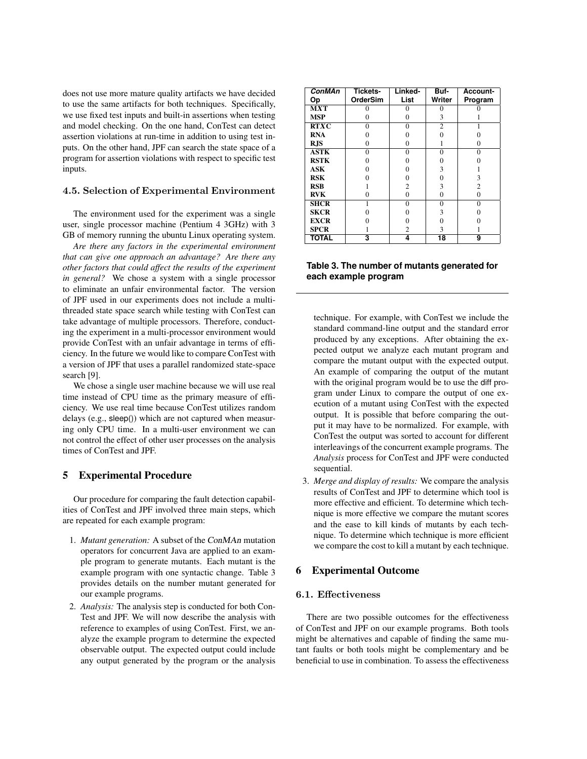does not use more mature quality artifacts we have decided to use the same artifacts for both techniques. Specifically, we use fixed test inputs and built-in assertions when testing and model checking. On the one hand, ConTest can detect assertion violations at run-time in addition to using test inputs. On the other hand, JPF can search the state space of a program for assertion violations with respect to specific test inputs.

### 4.5. Selection of Experimental Environment

The environment used for the experiment was a single user, single processor machine (Pentium 4 3GHz) with 3 GB of memory running the ubuntu Linux operating system.

*Are there any factors in the experimental environment that can give one approach an advantage? Are there any other factors that could affect the results of the experiment in general?* We chose a system with a single processor to eliminate an unfair environmental factor. The version of JPF used in our experiments does not include a multi-threaded state space search while testing with ConTest can take advantage of multiple processors. Therefore, conducting the experiment in a multi-processor environment would provide ConTest with an unfair advantage in terms of efficiency. In the future we would like to compare ConTest with a version of JPF that uses a parallel randomized state-space search [9].

We chose a single user machine because we will use real time instead of CPU time as the primary measure of efficiency. We use real time because ConTest utilizes random delays (e.g., sleep()) which are not captured when measuring only CPU time. In a multi-user environment we can not control the effect of other user processes on the analysis times of ConTest and JPF.

## 5 Experimental Procedure

Our procedure for comparing the fault detection capabilities of ConTest and JPF involved three main steps, which are repeated for each example program:

1. *Mutant generation:* A subset of the *ConMAn* mutation operators for concurrent Java are applied to an example program to generate mutants. Each mutant is the example program with one syntactic change. Table 3 provides details on the number mutant generated for our example programs.
2. *Analysis:* The analysis step is conducted for both ConTest and JPF. We will now describe the analysis with reference to examples of using ConTest. First, we analyze the example program to determine the expected observable output. The expected output could include any output generated by the program or the analysis technique. For example, with ConTest we include the standard command-line output and the standard error produced by any exceptions. After obtaining the expected output we analyze each mutant program and compare the mutant output with the expected output. An example of comparing the output of the mutant with the original program would be to use the diff program under Linux to compare the output of one execution of a mutant using ConTest with the expected output. It is possible that before comparing the output it may have to be normalized. For example, with ConTest the output was sorted to account for different interleavings of the concurrent example programs. The *Analysis* process for ConTest and JPF were conducted sequential.
3. *Merge and display of results:* We compare the analysis results of ConTest and JPF to determine which tool is more effective and efficient. To determine which technique is more effective we compare the mutant scores and the ease to kill kinds of mutants by each technique. To determine which technique is more efficient we compare the cost to kill a mutant by each technique.

| *ConMAn* Op | TicketsOrderSim | LinkedList | BufWriter | AccountProgram |
|---|---|---|---|---|
| **MXT** | 0 | 0 | 0 | 0 |
| **MSP** | 0 | 0 | 3 | 1 |
| **RTXC** | 0 | 0 | 2 | 1 |
| **RNA** | 0 | 0 | 0 | 0 |
| **RJS** | 0 | 0 | 1 | 0 |
| **ASTK** | 0 | 0 | 0 | 0 |
| **RSTK** | 0 | 0 | 0 | 0 |
| **ASK** | 0 | 0 | 3 | 1 |
| **RSK** | 0 | 0 | 0 | 3 |
| **RSB** | 1 | 2 | 3 | 2 |
| **RVK** | 0 | 0 | 0 | 0 |
| **SHCR** | 1 | 0 | 0 | 0 |
| **SKCR** | 0 | 0 | 3 | 0 |
| **EXCR** | 0 | 0 | 0 | 0 |
| **SPCR** | 1 | 2 | 3 | 1 |
| **TOTAL** | **3** | **4** | **18** | **9** |

**Table 3. The number of mutants generated for each example program**

## 6 Experimental Outcome

### 6.1. Effectiveness

There are two possible outcomes for the effectiveness of ConTest and JPF on our example programs. Both tools might be alternatives and capable of finding the same mutant faults or both tools might be complementary and be beneficial to use in combination. To assess the effectiveness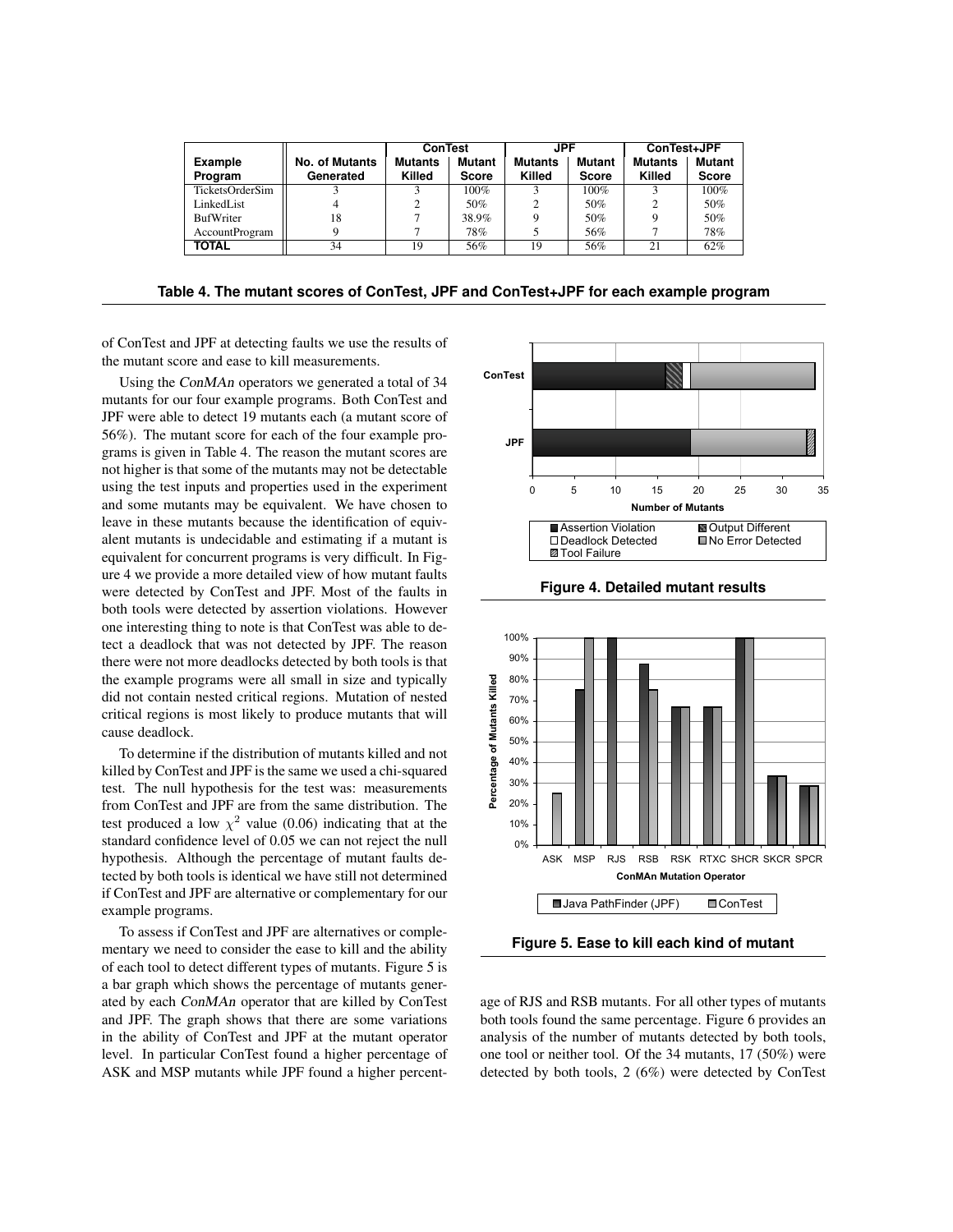| Example Program | No. of Mutants Generated | ConTest | | JPF | | ConTest+JPF | |
|---|---|---|---|---|---|---|---|
| | | Mutants Killed | Mutant Score | Mutants Killed | Mutant Score | Mutants Killed | Mutant Score |
| TicketsOrderSim | 3 | 3 | 100% | 3 | 100% | 3 | 100% |
| LinkedList | 4 | 2 | 50% | 2 | 50% | 2 | 50% |
| BufWriter | 18 | 7 | 38.9% | 9 | 50% | 9 | 50% |
| AccountProgram | 9 | 7 | 78% | 5 | 56% | 7 | 78% |
| **TOTAL** | 34 | 19 | 56% | 19 | 56% | 21 | 62% |

**Table 4. The mutant scores of ConTest, JPF and ConTest+JPF for each example program**

of ConTest and JPF at detecting faults we use the results of the mutant score and ease to kill measurements.

Using the *ConMAn* operators we generated a total of 34 mutants for our four example programs. Both ConTest and JPF were able to detect 19 mutants each (a mutant score of 56%). The mutant score for each of the four example programs is given in Table 4. The reason the mutant scores are not higher is that some of the mutants may not be detectable using the test inputs and properties used in the experiment and some mutants may be equivalent. We have chosen to leave in these mutants because the identification of equivalent mutants is undecidable and estimating if a mutant is equivalent for concurrent programs is very difficult. In Figure 4 we provide a more detailed view of how mutant faults were detected by ConTest and JPF. Most of the faults in both tools were detected by assertion violations. However one interesting thing to note is that ConTest was able to detect a deadlock that was not detected by JPF. The reason there were not more deadlocks detected by both tools is that the example programs were all small in size and typically did not contain nested critical regions. Mutation of nested critical regions is most likely to produce mutants that will cause deadlock.

To determine if the distribution of mutants killed and not killed by ConTest and JPF is the same we used a chi-squared test. The null hypothesis for the test was: measurements from ConTest and JPF are from the same distribution. The test produced a low $\chi^2$ value (0.06) indicating that at the standard confidence level of 0.05 we can not reject the null hypothesis. Although the percentage of mutant faults detected by both tools is identical we have still not determined if ConTest and JPF are alternative or complementary for our example programs.

To assess if ConTest and JPF are alternatives or complementary we need to consider the ease to kill and the ability of each tool to detect different types of mutants. Figure 5 is a bar graph which shows the percentage of mutants generated by each *ConMAn* operator that are killed by ConTest and JPF. The graph shows that there are some variations in the ability of ConTest and JPF at the mutant operator level. In particular ConTest found a higher percentage of ASK and MSP mutants while JPF found a higher percentage of RJS and RSB mutants. For all other types of mutants both tools found the same percentage. Figure 6 provides an analysis of the number of mutants detected by both tools, one tool or neither tool. Of the 34 mutants, 17 (50%) were detected by both tools, 2 (6%) were detected by ConTest

**Figure 4. Detailed mutant results**

**Figure 5. Ease to kill each kind of mutant**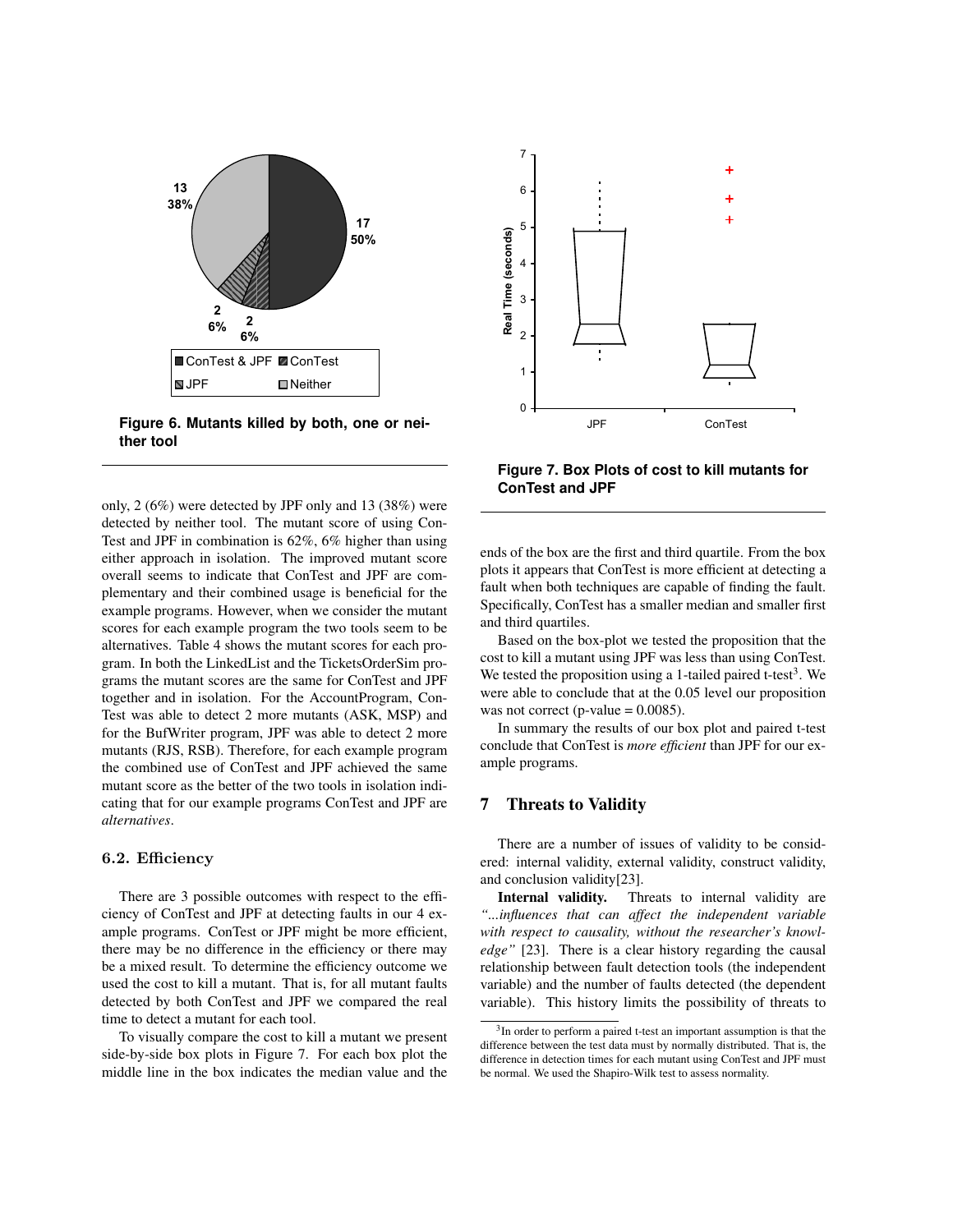**Figure 6. Mutants killed by both, one or neither tool**

**Figure 7. Box Plots of cost to kill mutants for ConTest and JPF**

only, 2 (6%) were detected by JPF only and 13 (38%) were detected by neither tool. The mutant score of using ConTest and JPF in combination is 62%, 6% higher than using either approach in isolation. The improved mutant score overall seems to indicate that ConTest and JPF are complementary and their combined usage is beneficial for the example programs. However, when we consider the mutant scores for each example program the two tools seem to be alternatives. Table 4 shows the mutant scores for each program. In both the LinkedList and the TicketsOrderSim programs the mutant scores are the same for ConTest and JPF together and in isolation. For the AccountProgram, ConTest was able to detect 2 more mutants (ASK, MSP) and for the BufWriter program, JPF was able to detect 2 more mutants (RJS, RSB). Therefore, for each example program the combined use of ConTest and JPF achieved the same mutant score as the better of the two tools in isolation indicating that for our example programs ConTest and JPF are *alternatives*.

### 6.2. Efficiency

There are 3 possible outcomes with respect to the efficiency of ConTest and JPF at detecting faults in our 4 example programs. ConTest or JPF might be more efficient, there may be no difference in the efficiency or there may be a mixed result. To determine the efficiency outcome we used the cost to kill a mutant. That is, for all mutant faults detected by both ConTest and JPF we compared the real time to detect a mutant for each tool.

To visually compare the cost to kill a mutant we present side-by-side box plots in Figure 7. For each box plot the middle line in the box indicates the median value and the ends of the box are the first and third quartile. From the box plots it appears that ConTest is more efficient at detecting a fault when both techniques are capable of finding the fault. Specifically, ConTest has a smaller median and smaller first and third quartiles.

Based on the box-plot we tested the proposition that the cost to kill a mutant using JPF was less than using ConTest. We tested the proposition using a 1-tailed paired t-test[3]. We were able to conclude that at the 0.05 level our proposition was not correct (p-value = 0.0085).

In summary the results of our box plot and paired t-test conclude that ConTest is *more efficient* than JPF for our example programs.

## 7 Threats to Validity

There are a number of issues of validity to be considered: internal validity, external validity, construct validity, and conclusion validity[23].

**Internal validity.** Threats to internal validity are *"...influences that can affect the independent variable with respect to causality, without the researcher's knowledge"* [23]. There is a clear history regarding the causal relationship between fault detection tools (the independent variable) and the number of faults detected (the dependent variable). This history limits the possibility of threats to

[3] In order to perform a paired t-test an important assumption is that the difference between the test data must by normally distributed. That is, the difference in detection times for each mutant using ConTest and JPF must be normal. We used the Shapiro-Wilk test to assess normality.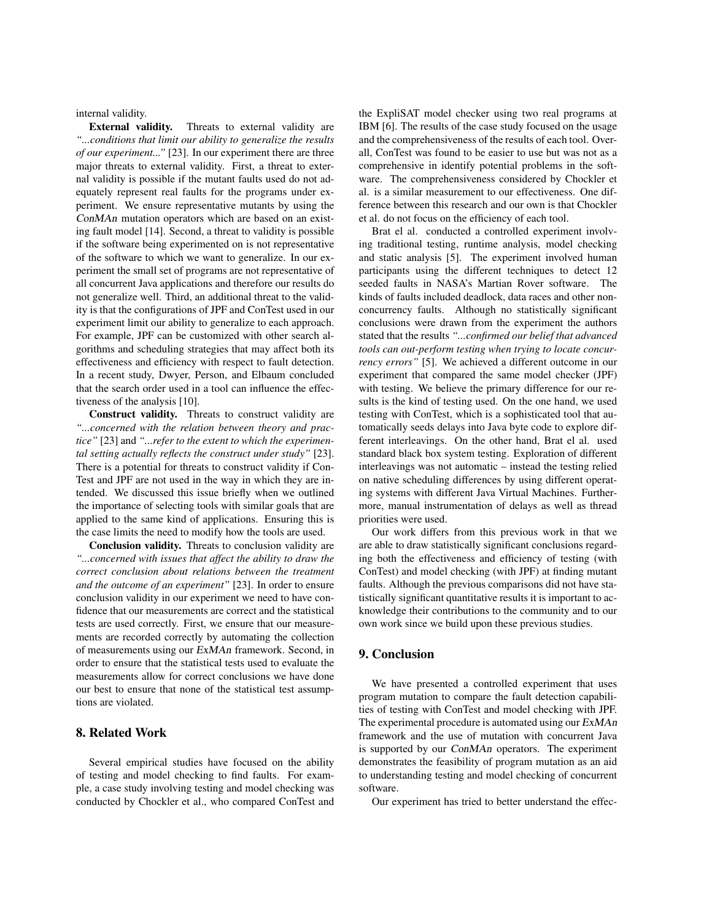internal validity.

**External validity.** Threats to external validity are *"...conditions that limit our ability to generalize the results of our experiment..."* [23]. In our experiment there are three major threats to external validity. First, a threat to external validity is possible if the mutant faults used do not adequately represent real faults for the programs under experiment. We ensure representative mutants by using the *ConMAn* mutation operators which are based on an existing fault model [14]. Second, a threat to validity is possible if the software being experimented on is not representative of the software to which we want to generalize. In our experiment the small set of programs are not representative of all concurrent Java applications and therefore our results do not generalize well. Third, an additional threat to the validity is that the configurations of JPF and ConTest used in our experiment limit our ability to generalize to each approach. For example, JPF can be customized with other search algorithms and scheduling strategies that may affect both its effectiveness and efficiency with respect to fault detection. In a recent study, Dwyer, Person, and Elbaum concluded that the search order used in a tool can influence the effectiveness of the analysis [10].

**Construct validity.** Threats to construct validity are *"...concerned with the relation between theory and practice"* [23] and *"...refer to the extent to which the experimental setting actually reflects the construct under study"* [23]. There is a potential for threats to construct validity if ConTest and JPF are not used in the way in which they are intended. We discussed this issue briefly when we outlined the importance of selecting tools with similar goals that are applied to the same kind of applications. Ensuring this is the case limits the need to modify how the tools are used.

**Conclusion validity.** Threats to conclusion validity are *"...concerned with issues that affect the ability to draw the correct conclusion about relations between the treatment and the outcome of an experiment"* [23]. In order to ensure conclusion validity in our experiment we need to have confidence that our measurements are correct and the statistical tests are used correctly. First, we ensure that our measurements are recorded correctly by automating the collection of measurements using our *ExMAn* framework. Second, in order to ensure that the statistical tests used to evaluate the measurements allow for correct conclusions we have done our best to ensure that none of the statistical test assumptions are violated.

## 8. Related Work

Several empirical studies have focused on the ability of testing and model checking to find faults. For example, a case study involving testing and model checking was conducted by Chockler et al., who compared ConTest and the ExpliSAT model checker using two real programs at IBM [6]. The results of the case study focused on the usage and the comprehensiveness of the results of each tool. Overall, ConTest was found to be easier to use but was not as a comprehensive in identify potential problems in the software. The comprehensiveness considered by Chockler et al. is a similar measurement to our effectiveness. One difference between this research and our own is that Chockler et al. do not focus on the efficiency of each tool.

Brat el al. conducted a controlled experiment involving traditional testing, runtime analysis, model checking and static analysis [5]. The experiment involved human participants using the different techniques to detect 12 seeded faults in NASA's Martian Rover software. The kinds of faults included deadlock, data races and other non-concurrency faults. Although no statistically significant conclusions were drawn from the experiment the authors stated that the results *"...confirmed our belief that advanced tools can out-perform testing when trying to locate concurrency errors"* [5]. We achieved a different outcome in our experiment that compared the same model checker (JPF) with testing. We believe the primary difference for our results is the kind of testing used. On the one hand, we used testing with ConTest, which is a sophisticated tool that automatically seeds delays into Java byte code to explore different interleavings. On the other hand, Brat el al. used standard black box system testing. Exploration of different interleavings was not automatic – instead the testing relied on native scheduling differences by using different operating systems with different Java Virtual Machines. Furthermore, manual instrumentation of delays as well as thread priorities were used.

Our work differs from this previous work in that we are able to draw statistically significant conclusions regarding both the effectiveness and efficiency of testing (with ConTest) and model checking (with JPF) at finding mutant faults. Although the previous comparisons did not have statistically significant quantitative results it is important to acknowledge their contributions to the community and to our own work since we build upon these previous studies.

## 9. Conclusion

We have presented a controlled experiment that uses program mutation to compare the fault detection capabilities of testing with ConTest and model checking with JPF. The experimental procedure is automated using our *ExMAn* framework and the use of mutation with concurrent Java is supported by our *ConMAn* operators. The experiment demonstrates the feasibility of program mutation as an aid to understanding testing and model checking of concurrent software.

Our experiment has tried to better understand the effec-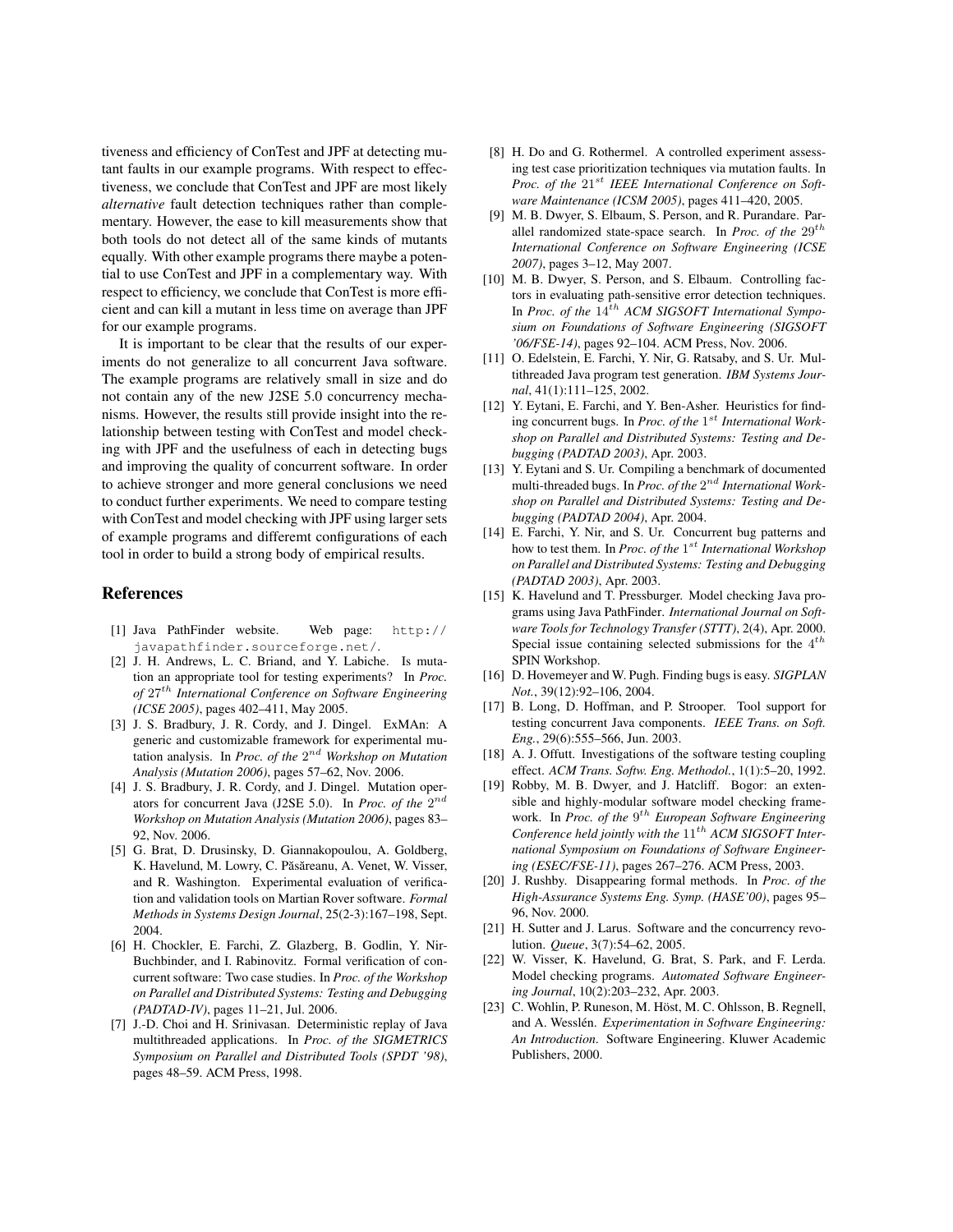tiveness and efficiency of ConTest and JPF at detecting mutant faults in our example programs. With respect to effectiveness, we conclude that ConTest and JPF are most likely *alternative* fault detection techniques rather than complementary. However, the ease to kill measurements show that both tools do not detect all of the same kinds of mutants equally. With other example programs there maybe a potential to use ConTest and JPF in a complementary way. With respect to efficiency, we conclude that ConTest is more efficient and can kill a mutant in less time on average than JPF for our example programs.

It is important to be clear that the results of our experiments do not generalize to all concurrent Java software. The example programs are relatively small in size and do not contain any of the new J2SE 5.0 concurrency mechanisms. However, the results still provide insight into the relationship between testing with ConTest and model checking with JPF and the usefulness of each in detecting bugs and improving the quality of concurrent software. In order to achieve stronger and more general conclusions we need to conduct further experiments. We need to compare testing with ConTest and model checking with JPF using larger sets of example programs and differemt configurations of each tool in order to build a strong body of empirical results.

## References

[1] Java PathFinder website. Web page: `http://javapathfinder.sourceforge.net/`.

[2] J. H. Andrews, L. C. Briand, and Y. Labiche. Is mutation an appropriate tool for testing experiments? In *Proc. of* $27^{th}$ *International Conference on Software Engineering (ICSE 2005)*, pages 402–411, May 2005.

[3] J. S. Bradbury, J. R. Cordy, and J. Dingel. ExMAn: A generic and customizable framework for experimental mutation analysis. In *Proc. of the* $2^{nd}$ *Workshop on Mutation Analysis (Mutation 2006)*, pages 57–62, Nov. 2006.

[4] J. S. Bradbury, J. R. Cordy, and J. Dingel. Mutation operators for concurrent Java (J2SE 5.0). In *Proc. of the* $2^{nd}$ *Workshop on Mutation Analysis (Mutation 2006)*, pages 83–92, Nov. 2006.

[5] G. Brat, D. Drusinsky, D. Giannakopoulou, A. Goldberg, K. Havelund, M. Lowry, C. Păsăreanu, A. Venet, W. Visser, and R. Washington. Experimental evaluation of verification and validation tools on Martian Rover software. *Formal Methods in Systems Design Journal*, 25(2-3):167–198, Sept. 2004.

[6] H. Chockler, E. Farchi, Z. Glazberg, B. Godlin, Y. Nir-Buchbinder, and I. Rabinovitz. Formal verification of concurrent software: Two case studies. In *Proc. of the Workshop on Parallel and Distributed Systems: Testing and Debugging (PADTAD-IV)*, pages 11–21, Jul. 2006.

[7] J.-D. Choi and H. Srinivasan. Deterministic replay of Java multithreaded applications. In *Proc. of the SIGMETRICS Symposium on Parallel and Distributed Tools (SPDT '98)*, pages 48–59. ACM Press, 1998.

[8] H. Do and G. Rothermel. A controlled experiment assessing test case prioritization techniques via mutation faults. In *Proc. of the* $21^{st}$ *IEEE International Conference on Software Maintenance (ICSM 2005)*, pages 411–420, 2005.

[9] M. B. Dwyer, S. Elbaum, S. Person, and R. Purandare. Parallel randomized state-space search. In *Proc. of the* $29^{th}$ *International Conference on Software Engineering (ICSE 2007)*, pages 3–12, May 2007.

[10] M. B. Dwyer, S. Person, and S. Elbaum. Controlling factors in evaluating path-sensitive error detection techniques. In *Proc. of the* $14^{th}$ *ACM SIGSOFT International Symposium on Foundations of Software Engineering (SIGSOFT '06/FSE-14)*, pages 92–104. ACM Press, Nov. 2006.

[11] O. Edelstein, E. Farchi, Y. Nir, G. Ratsaby, and S. Ur. Multithreaded Java program test generation. *IBM Systems Journal*, 41(1):111–125, 2002.

[12] Y. Eytani, E. Farchi, and Y. Ben-Asher. Heuristics for finding concurrent bugs. In *Proc. of the* $1^{st}$ *International Workshop on Parallel and Distributed Systems: Testing and Debugging (PADTAD 2003)*, Apr. 2003.

[13] Y. Eytani and S. Ur. Compiling a benchmark of documented multi-threaded bugs. In *Proc. of the* $2^{nd}$ *International Workshop on Parallel and Distributed Systems: Testing and Debugging (PADTAD 2004)*, Apr. 2004.

[14] E. Farchi, Y. Nir, and S. Ur. Concurrent bug patterns and how to test them. In *Proc. of the* $1^{st}$ *International Workshop on Parallel and Distributed Systems: Testing and Debugging (PADTAD 2003)*, Apr. 2003.

[15] K. Havelund and T. Pressburger. Model checking Java programs using Java PathFinder. *International Journal on Software Tools for Technology Transfer (STTT)*, 2(4), Apr. 2000. Special issue containing selected submissions for the $4^{th}$ SPIN Workshop.

[16] D. Hovemeyer and W. Pugh. Finding bugs is easy. *SIGPLAN Not.*, 39(12):92–106, 2004.

[17] B. Long, D. Hoffman, and P. Strooper. Tool support for testing concurrent Java components. *IEEE Trans. on Soft. Eng.*, 29(6):555–566, Jun. 2003.

[18] A. J. Offutt. Investigations of the software testing coupling effect. *ACM Trans. Softw. Eng. Methodol.*, 1(1):5–20, 1992.

[19] Robby, M. B. Dwyer, and J. Hatcliff. Bogor: an extensible and highly-modular software model checking framework. In *Proc. of the* $9^{th}$ *European Software Engineering Conference held jointly with the* $11^{th}$ *ACM SIGSOFT International Symposium on Foundations of Software Engineering (ESEC/FSE-11)*, pages 267–276. ACM Press, 2003.

[20] J. Rushby. Disappearing formal methods. In *Proc. of the High-Assurance Systems Eng. Symp. (HASE'00)*, pages 95–96, Nov. 2000.

[21] H. Sutter and J. Larus. Software and the concurrency revolution. *Queue*, 3(7):54–62, 2005.

[22] W. Visser, K. Havelund, G. Brat, S. Park, and F. Lerda. Model checking programs. *Automated Software Engineering Journal*, 10(2):203–232, Apr. 2003.

[23] C. Wohlin, P. Runeson, M. Höst, M. C. Ohlsson, B. Regnell, and A. Wesslén. *Experimentation in Software Engineering: An Introduction*. Software Engineering. Kluwer Academic Publishers, 2000.